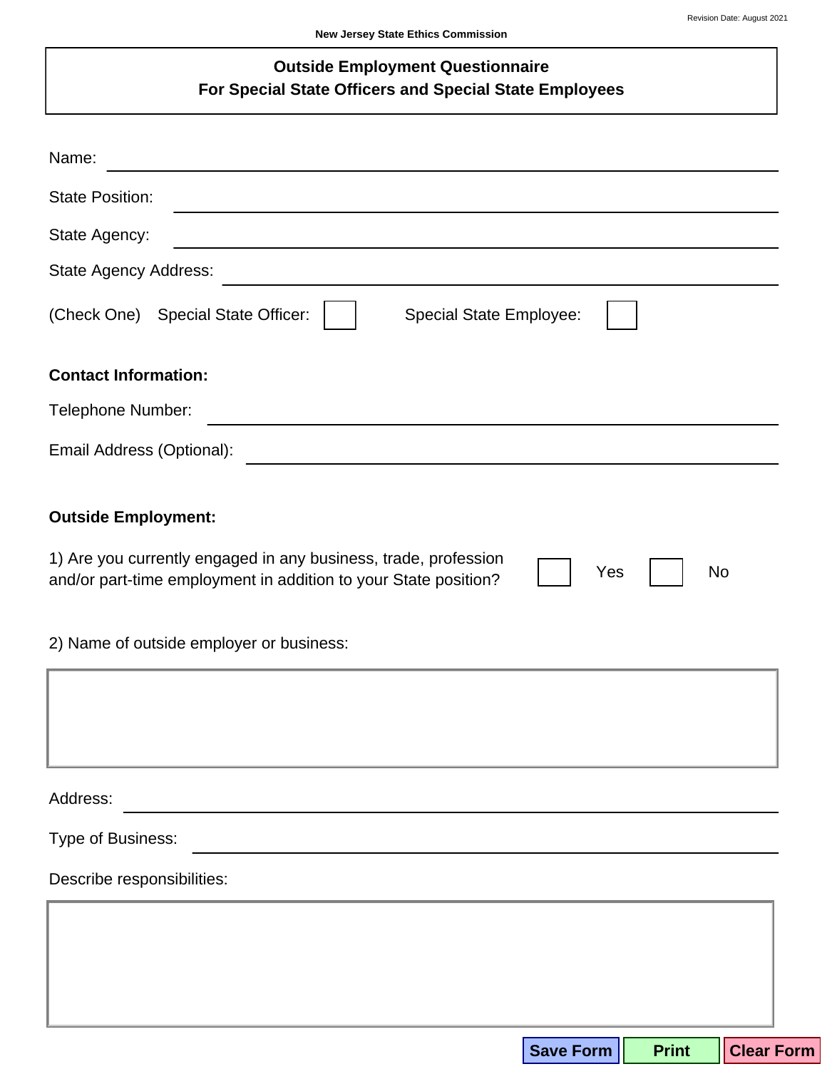Revision Date: August 2021

New Jersey State Ethics Commission

# Outside Employment Questionnaire
## For Special State Officers and Special State Employees

Name: ______________________________

State Position: ______________________________

State Agency: ______________________________

State Agency Address: ______________________________

(Check One) Special State Officer: ☐ Special State Employee: ☐

**Contact Information:**

Telephone Number: ______________________________

Email Address (Optional): ______________________________

**Outside Employment:**

1) Are you currently engaged in any business, trade, profession and/or part-time employment in addition to your State position? ☐ Yes ☐ No

2) Name of outside employer or business:

&nbsp;

Address: ______________________________

Type of Business: ______________________________

Describe responsibilities:

&nbsp;

Save Form | Print | Clear Form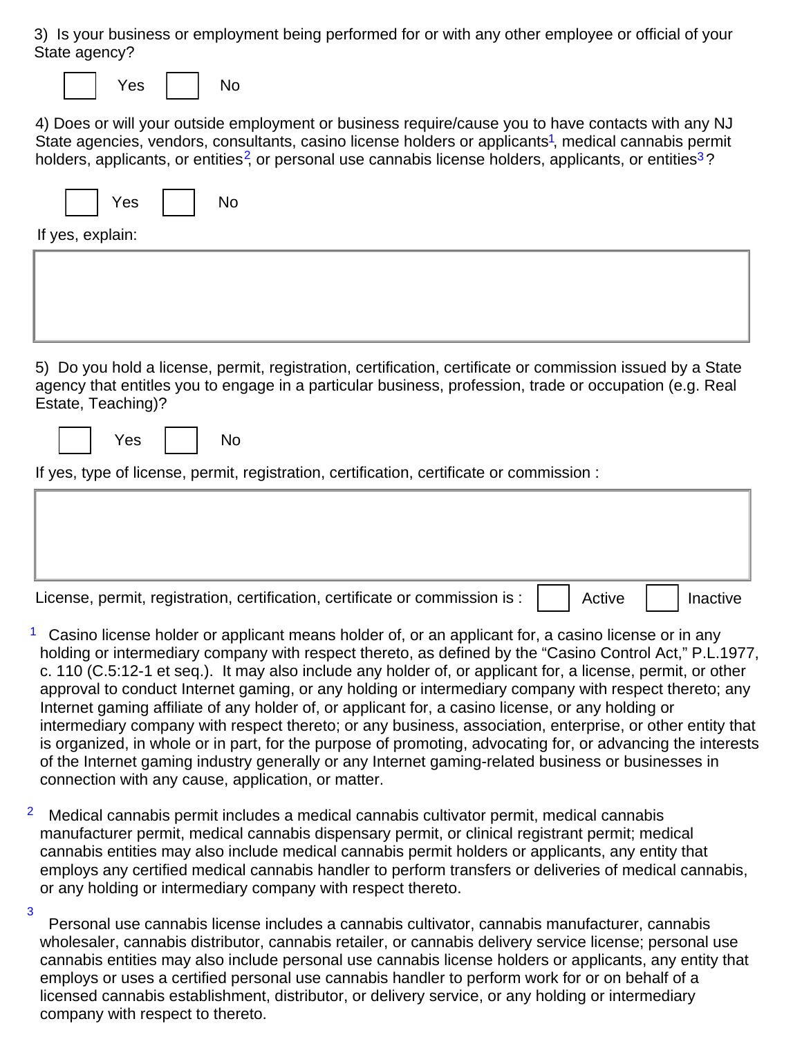3) Is your business or employment being performed for or with any other employee or official of your State agency?

☐ Yes ☐ No

4) Does or will your outside employment or business require/cause you to have contacts with any NJ State agencies, vendors, consultants, casino license holders or applicants[1], medical cannabis permit holders, applicants, or entities[2], or personal use cannabis license holders, applicants, or entities[3]?

☐ Yes ☐ No

If yes, explain:

&nbsp;

5) Do you hold a license, permit, registration, certification, certificate or commission issued by a State agency that entitles you to engage in a particular business, profession, trade or occupation (e.g. Real Estate, Teaching)?

☐ Yes ☐ No

If yes, type of license, permit, registration, certification, certificate or commission :

&nbsp;

License, permit, registration, certification, certificate or commission is : ☐ Active ☐ Inactive

[1] Casino license holder or applicant means holder of, or an applicant for, a casino license or in any holding or intermediary company with respect thereto, as defined by the "Casino Control Act," P.L.1977, c. 110 (C.5:12-1 et seq.). It may also include any holder of, or applicant for, a license, permit, or other approval to conduct Internet gaming, or any holding or intermediary company with respect thereto; any Internet gaming affiliate of any holder of, or applicant for, a casino license, or any holding or intermediary company with respect thereto; or any business, association, enterprise, or other entity that is organized, in whole or in part, for the purpose of promoting, advocating for, or advancing the interests of the Internet gaming industry generally or any Internet gaming-related business or businesses in connection with any cause, application, or matter.

[2] Medical cannabis permit includes a medical cannabis cultivator permit, medical cannabis manufacturer permit, medical cannabis dispensary permit, or clinical registrant permit; medical cannabis entities may also include medical cannabis permit holders or applicants, any entity that employs any certified medical cannabis handler to perform transfers or deliveries of medical cannabis, or any holding or intermediary company with respect thereto.

[3] Personal use cannabis license includes a cannabis cultivator, cannabis manufacturer, cannabis wholesaler, cannabis distributor, cannabis retailer, or cannabis delivery service license; personal use cannabis entities may also include personal use cannabis license holders or applicants, any entity that employs or uses a certified personal use cannabis handler to perform work for or on behalf of a licensed cannabis establishment, distributor, or delivery service, or any holding or intermediary company with respect to thereto.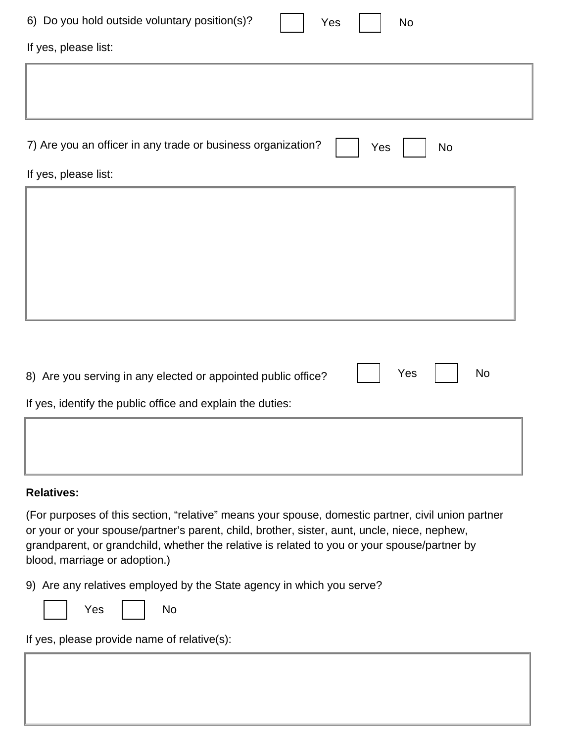6) Do you hold outside voluntary position(s)? ☐ Yes ☐ No

If yes, please list:

7) Are you an officer in any trade or business organization? ☐ Yes ☐ No

If yes, please list:

8) Are you serving in any elected or appointed public office? ☐ Yes ☐ No

If yes, identify the public office and explain the duties:

**Relatives:**

(For purposes of this section, "relative" means your spouse, domestic partner, civil union partner or your or your spouse/partner's parent, child, brother, sister, aunt, uncle, niece, nephew, grandparent, or grandchild, whether the relative is related to you or your spouse/partner by blood, marriage or adoption.)

9) Are any relatives employed by the State agency in which you serve?

☐ Yes ☐ No

If yes, please provide name of relative(s):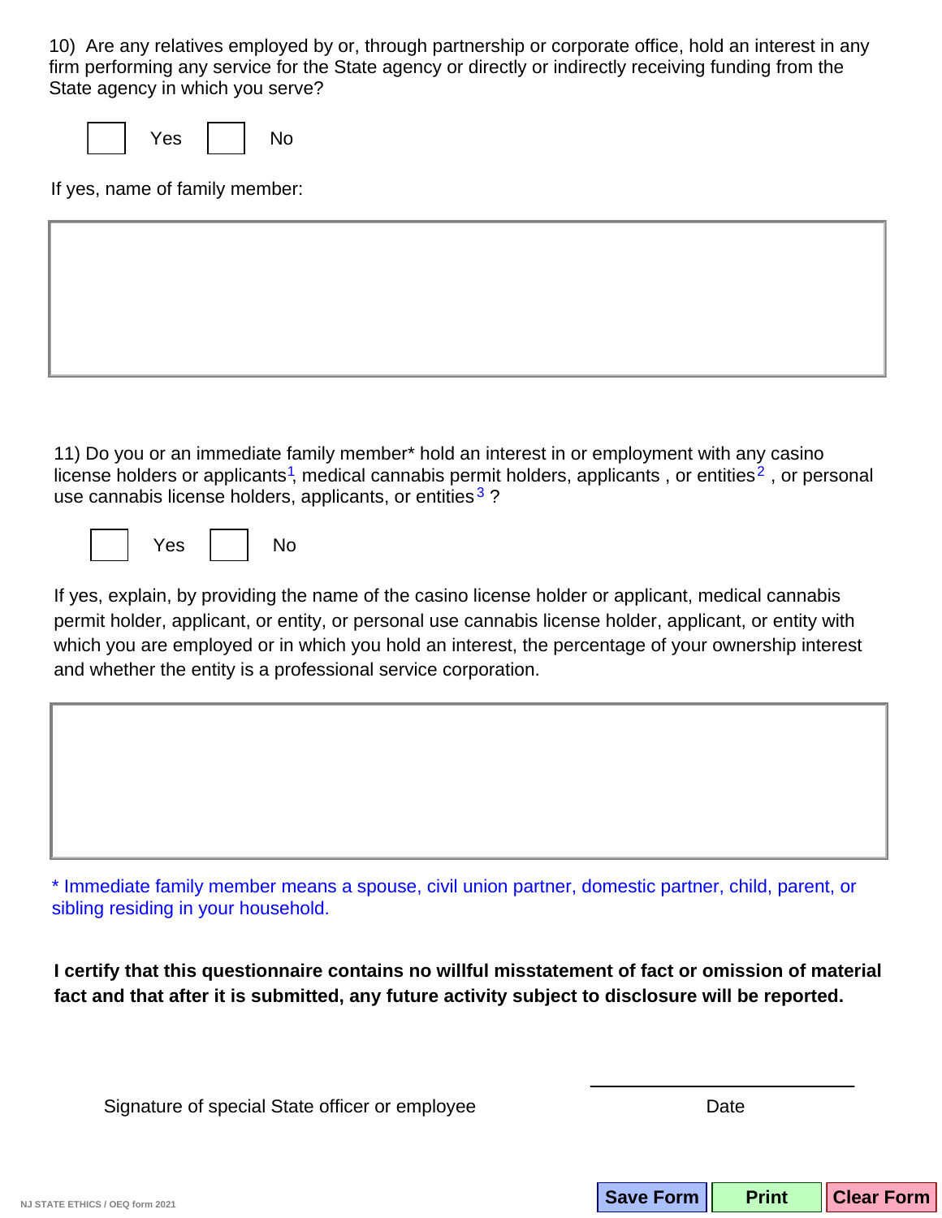10) Are any relatives employed by or, through partnership or corporate office, hold an interest in any firm performing any service for the State agency or directly or indirectly receiving funding from the State agency in which you serve?

☐ Yes ☐ No

If yes, name of family member:

11) Do you or an immediate family member* hold an interest in or employment with any casino license holders or applicants[1], medical cannabis permit holders, applicants , or entities[2] , or personal use cannabis license holders, applicants, or entities[3] ?

☐ Yes ☐ No

If yes, explain, by providing the name of the casino license holder or applicant, medical cannabis permit holder, applicant, or entity, or personal use cannabis license holder, applicant, or entity with which you are employed or in which you hold an interest, the percentage of your ownership interest and whether the entity is a professional service corporation.

* Immediate family member means a spouse, civil union partner, domestic partner, child, parent, or sibling residing in your household.

**I certify that this questionnaire contains no willful misstatement of fact or omission of material fact and that after it is submitted, any future activity subject to disclosure will be reported.**

Signature of special State officer or employee

Date

NJ STATE ETHICS / OEQ form 2021